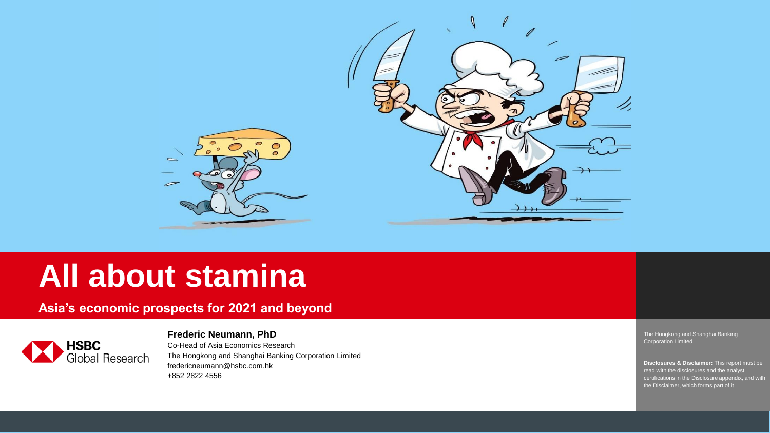# All about stamina

**Asia's economic prospects for 2021 and beyond**

HSBC Global Research

**Frederic Neumann, PhD**

Co-Head of Asia Economics Research

The Hongkong and Shanghai Banking Corporation Limited

fredericneumann@hsbc.com.hk

+852 2822 4556

The Hongkong and Shanghai Banking Corporation Limited

**Disclosures & Disclaimer:** This report must be read with the disclosures and the analyst certifications in the Disclosure appendix, and with the Disclaimer, which forms part of it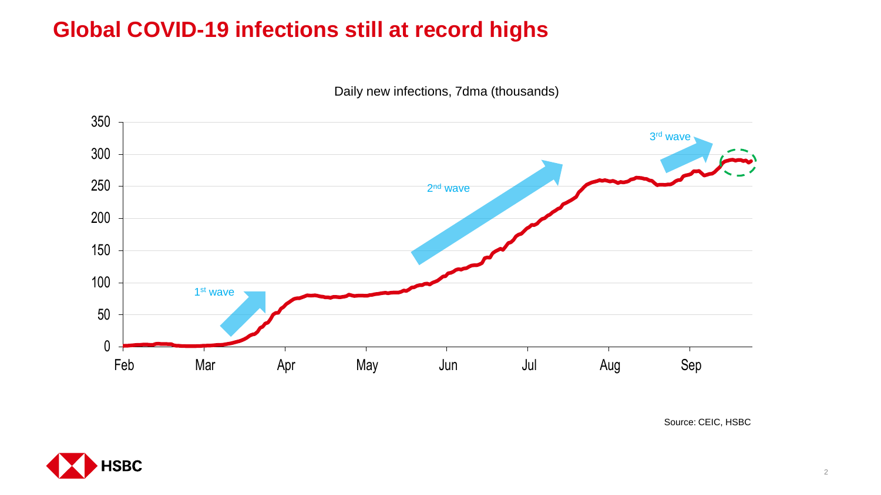# Global COVID-19 infections still at record highs

Daily new infections, 7dma (thousands)

1st wave

2nd wave

3rd wave

Source: CEIC, HSBC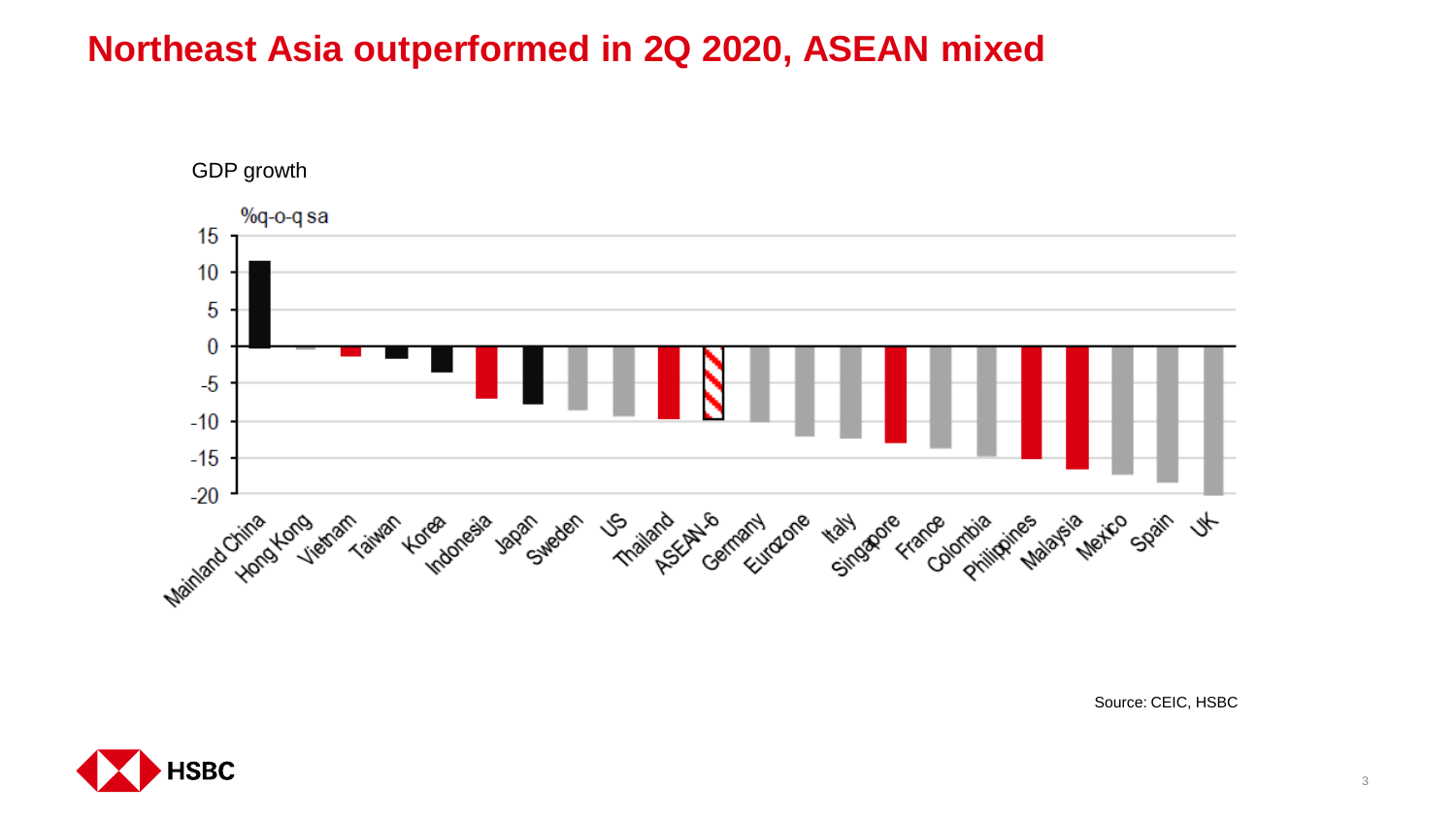# Northeast Asia outperformed in 2Q 2020, ASEAN mixed

GDP growth

%q-o-q sa

| Economy | GDP growth (%q-o-q sa, approx.) |
|---|---|
| Mainland China | 11.5 |
| Hong Kong | -0.2 |
| Vietnam | -1.3 |
| Taiwan | -1.6 |
| Korea | -3.4 |
| Indonesia | -7.0 |
| Japan | -7.8 |
| Sweden | -8.5 |
| US | -9.4 |
| Thailand | -9.7 |
| ASEAN-6 | -9.8 |
| Germany | -10.1 |
| Eurozone | -12.1 |
| Italy | -12.4 |
| Singapore | -13.1 |
| France | -13.8 |
| Colombia | -14.9 |
| Philippines | -15.2 |
| Malaysia | -16.5 |
| Mexico | -17.3 |
| Spain | -18.5 |
| UK | -20.4 |

Source: CEIC, HSBC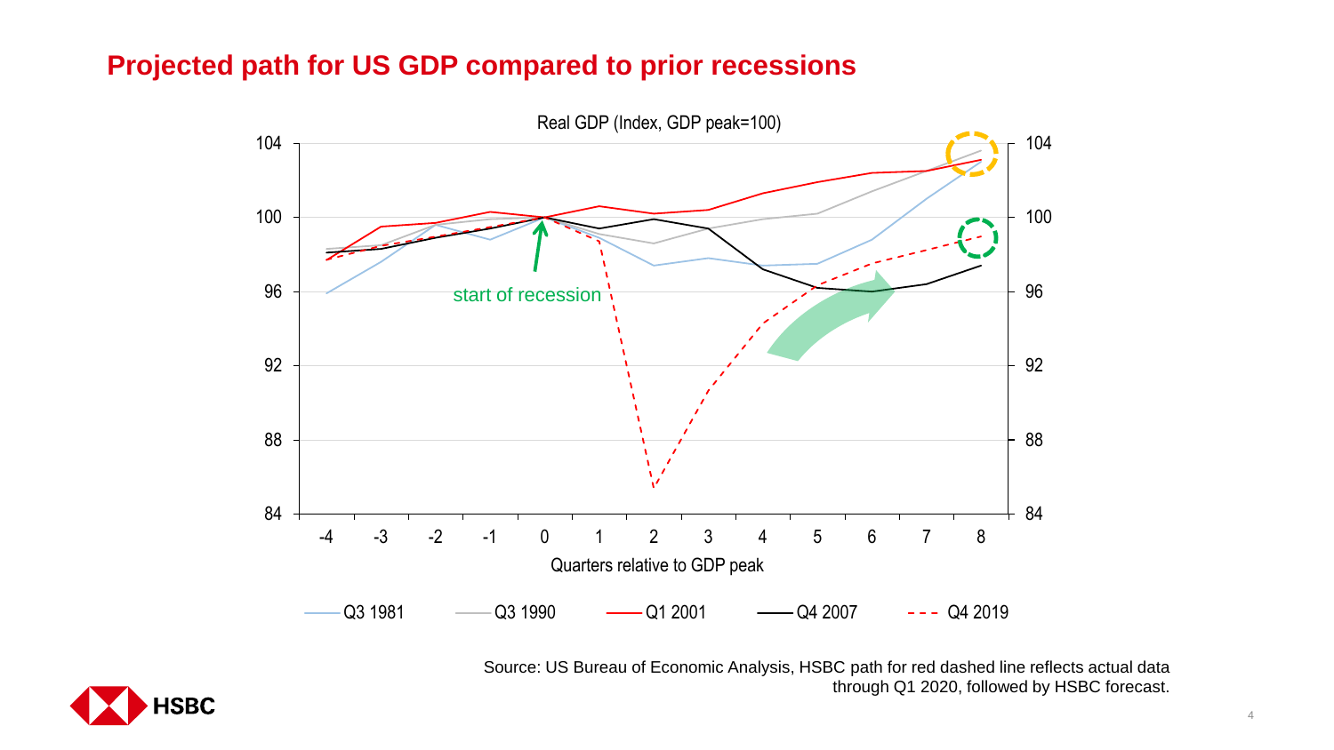## Projected path for US GDP compared to prior recessions

Real GDP (Index, GDP peak=100)

start of recession

Quarters relative to GDP peak

Q3 1981 | Q3 1990 | Q1 2001 | Q4 2007 | Q4 2019

Source: US Bureau of Economic Analysis, HSBC path for red dashed line reflects actual data through Q1 2020, followed by HSBC forecast.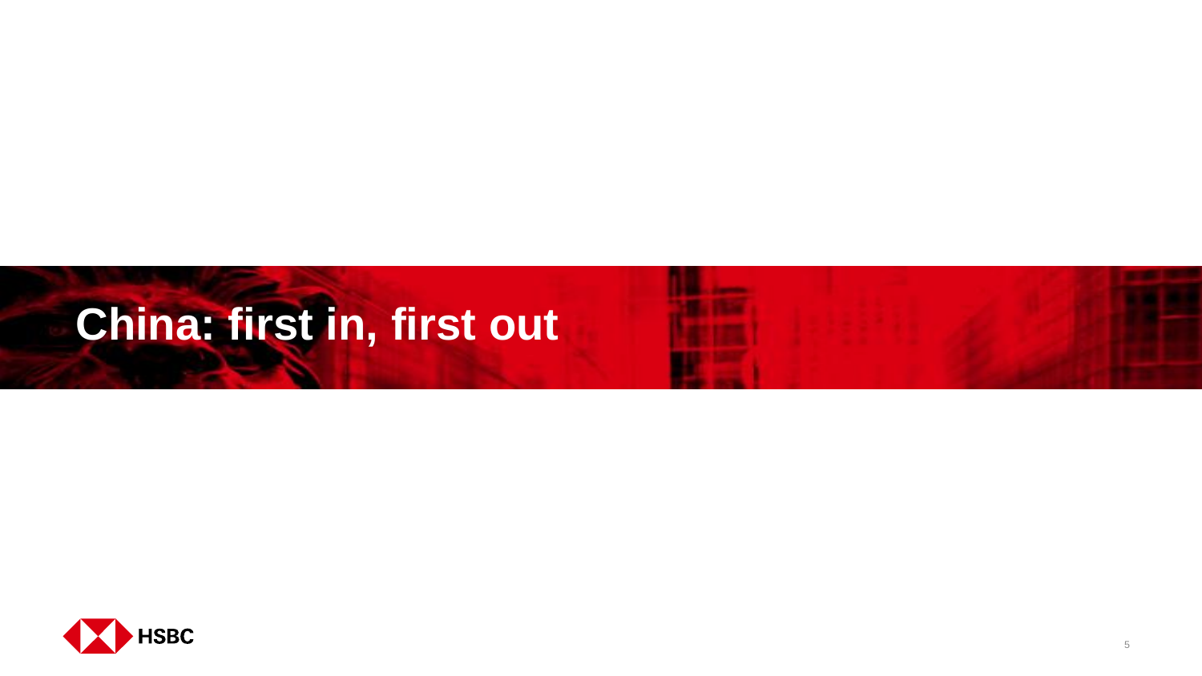# China: first in, first out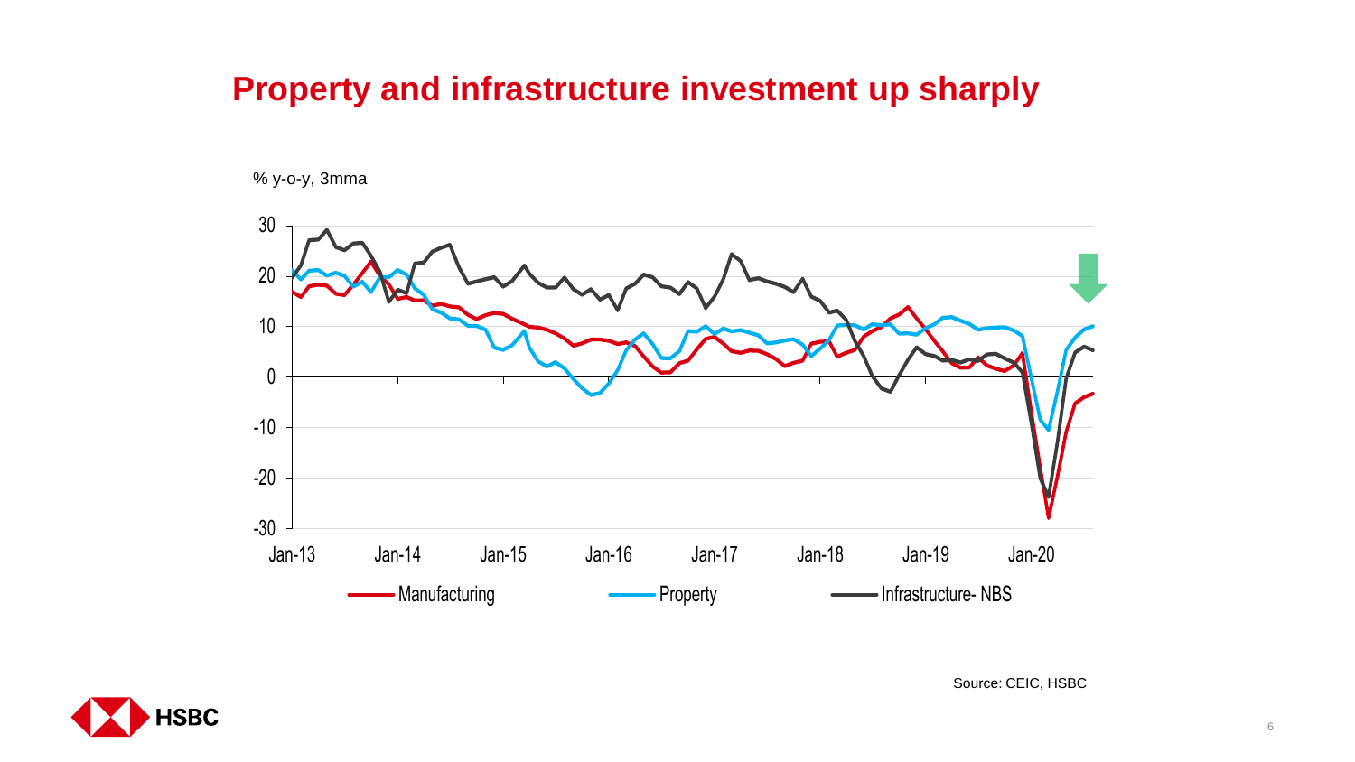# Property and infrastructure investment up sharply

% y-o-y, 3mma

Manufacturing | Property | Infrastructure- NBS

Source: CEIC, HSBC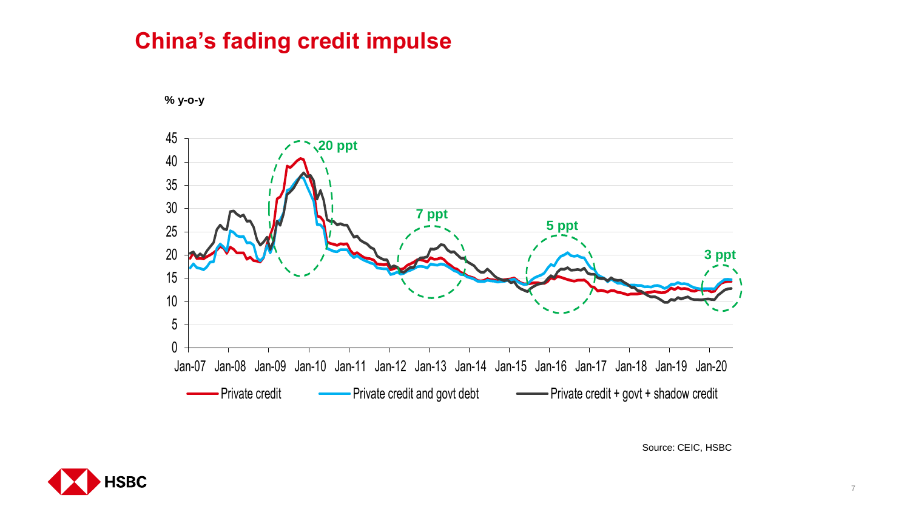# China's fading credit impulse

% y-o-y

Private credit | Private credit and govt debt | Private credit + govt + shadow credit

20 ppt | 7 ppt | 5 ppt | 3 ppt

Source: CEIC, HSBC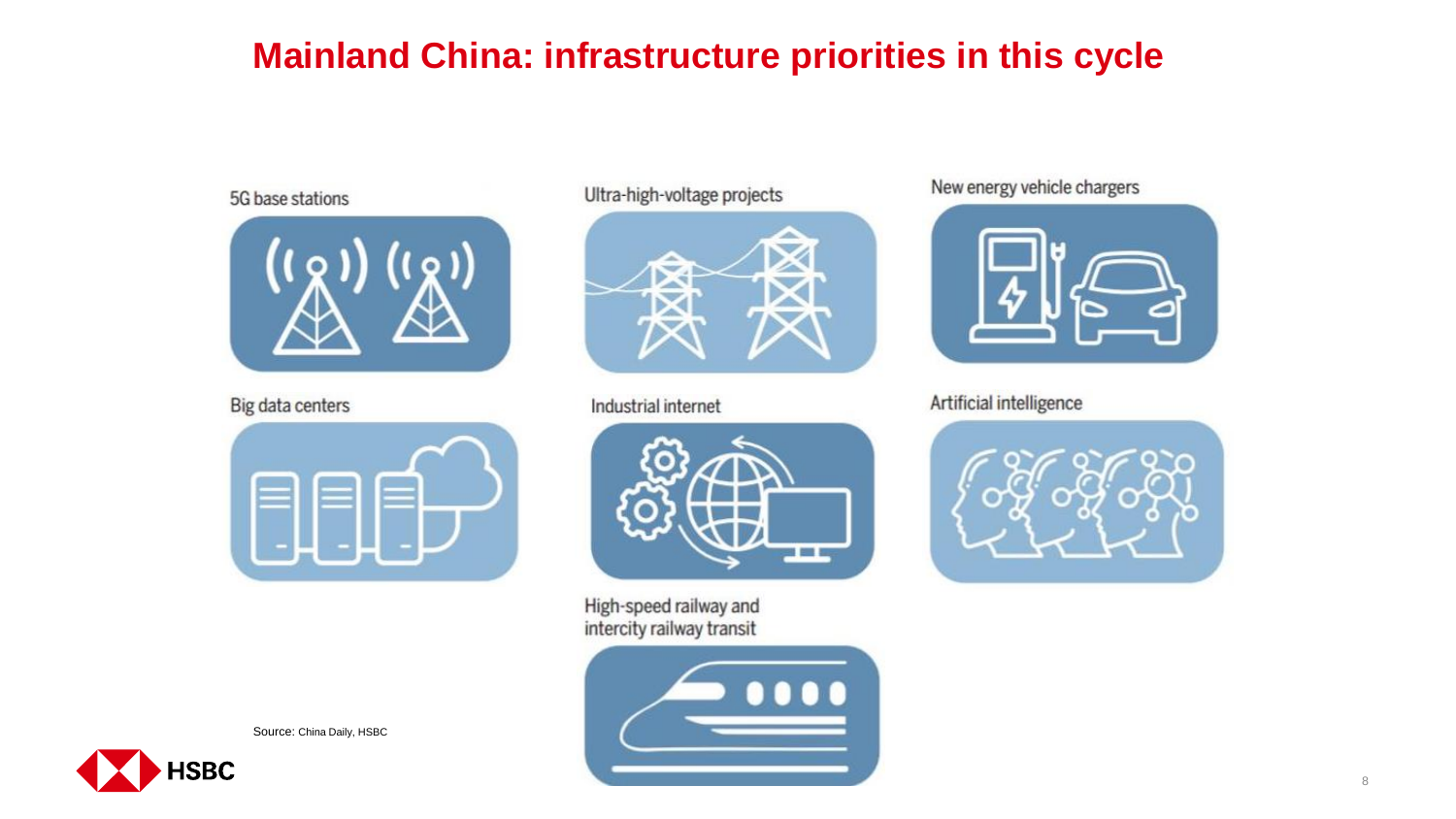# Mainland China: infrastructure priorities in this cycle

- 5G base stations
- Ultra-high-voltage projects
- New energy vehicle chargers
- Big data centers
- Industrial internet
- Artificial intelligence
- High-speed railway and intercity railway transit

Source: China Daily, HSBC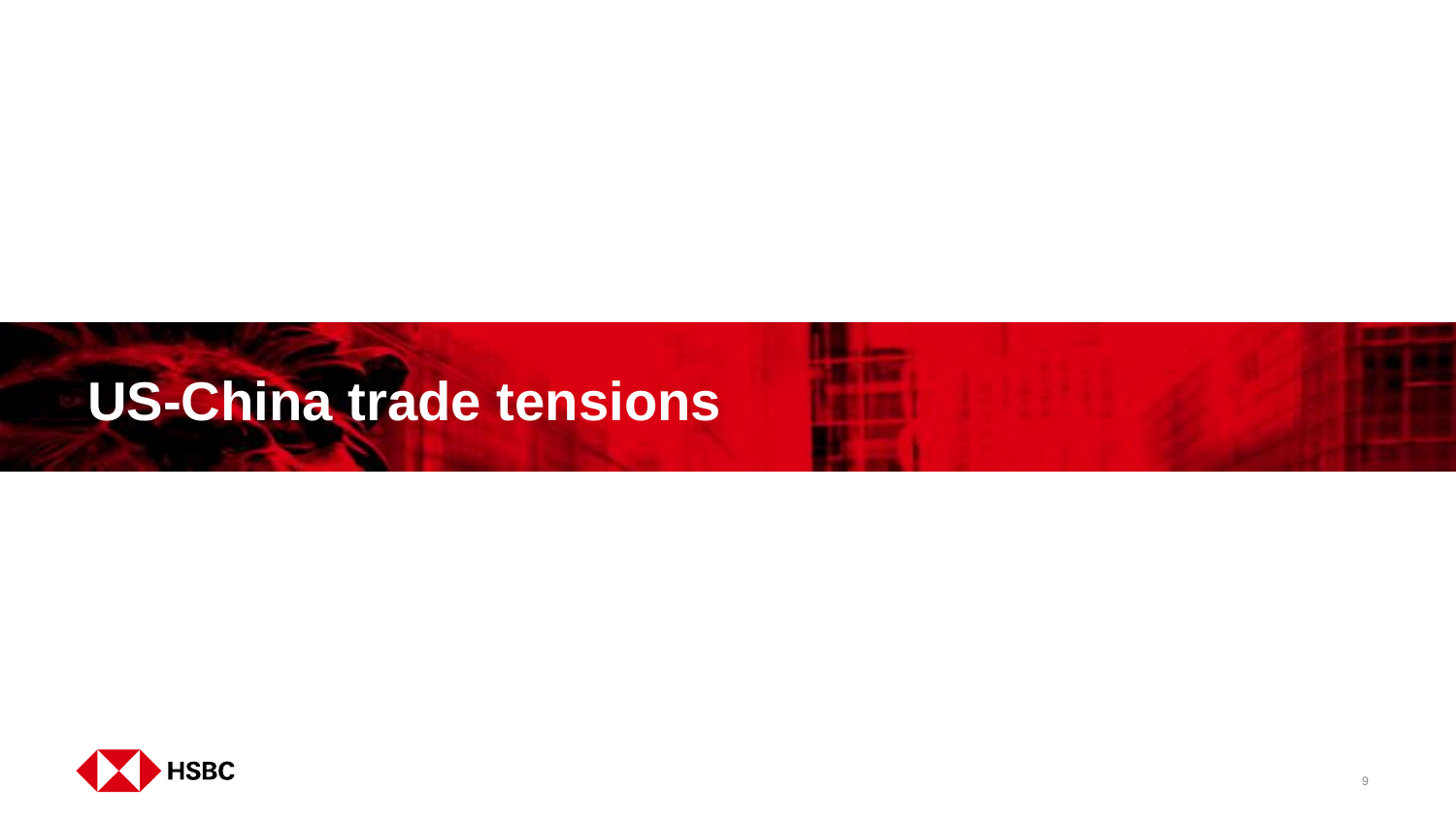# US-China trade tensions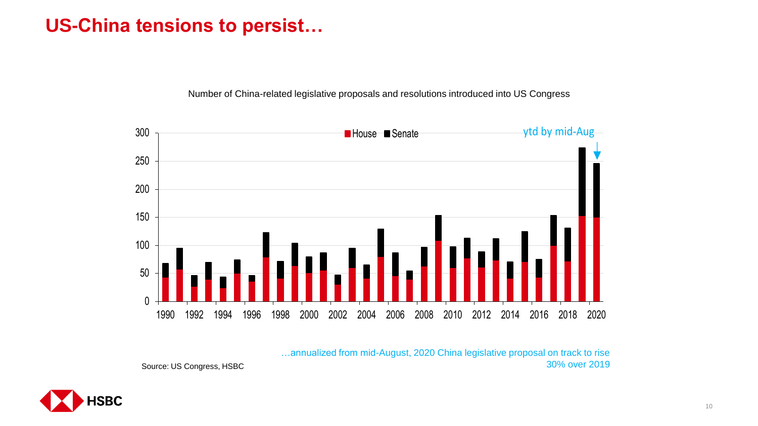# US-China tensions to persist…

Number of China-related legislative proposals and resolutions introduced into US Congress

…annualized from mid-August, 2020 China legislative proposal on track to rise 30% over 2019

Source: US Congress, HSBC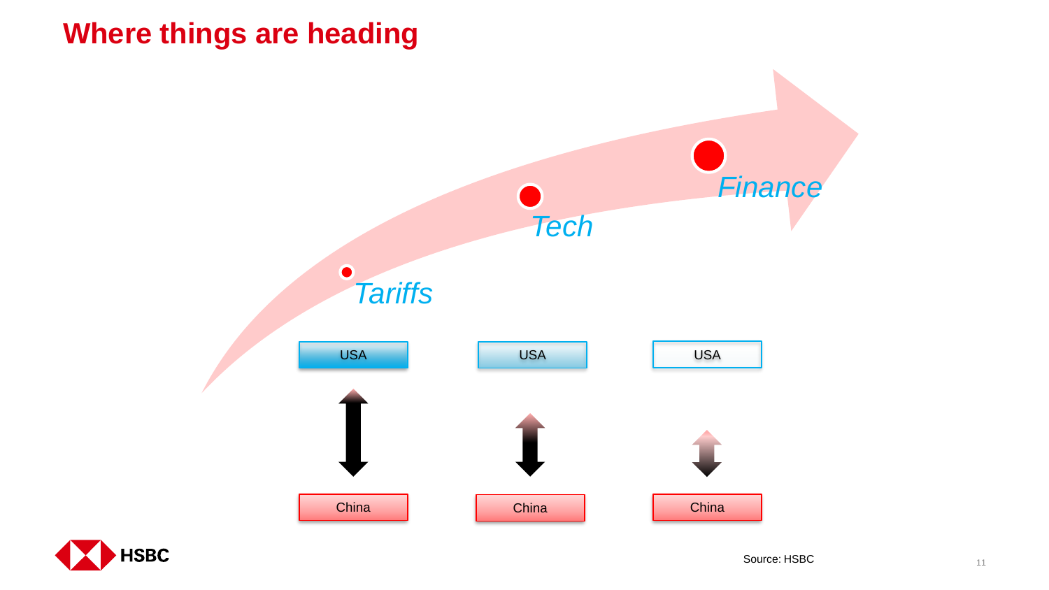# Where things are heading

*Tariffs*

*Tech*

*Finance*

USA

China

USA

China

USA

China

Source: HSBC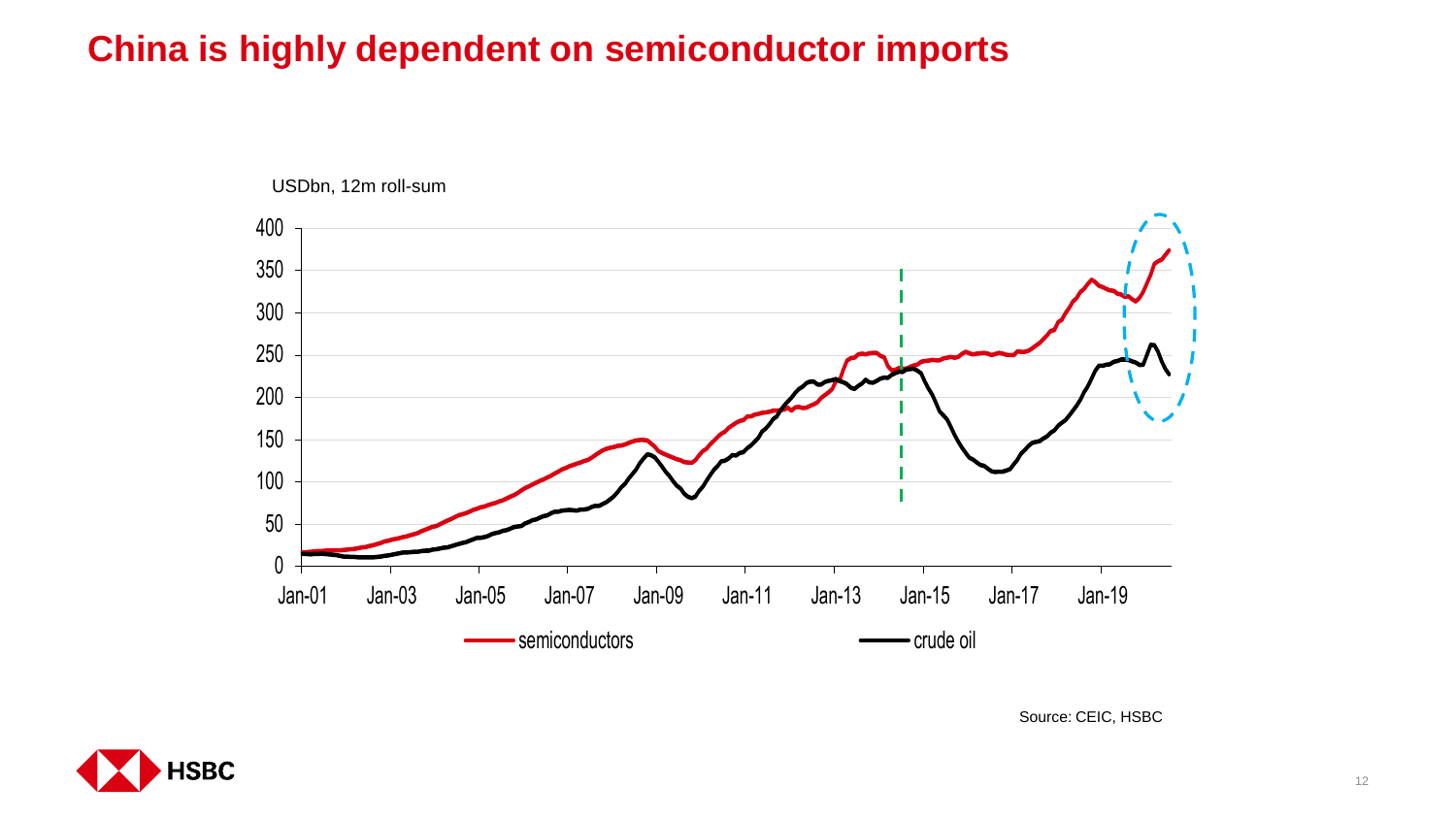# China is highly dependent on semiconductor imports

USDbn, 12m roll-sum

Source: CEIC, HSBC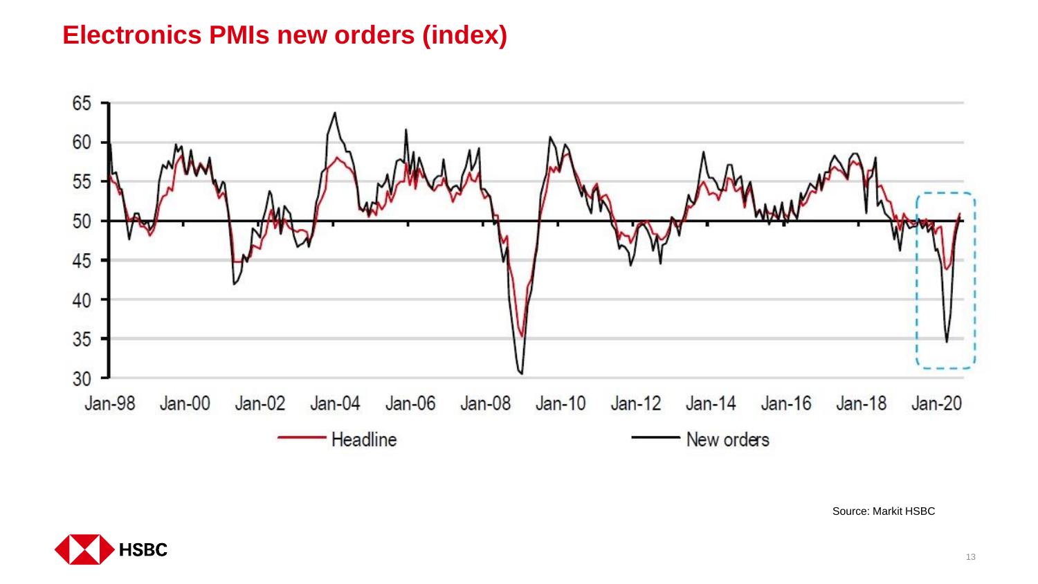# Electronics PMIs new orders (index)

Source: Markit HSBC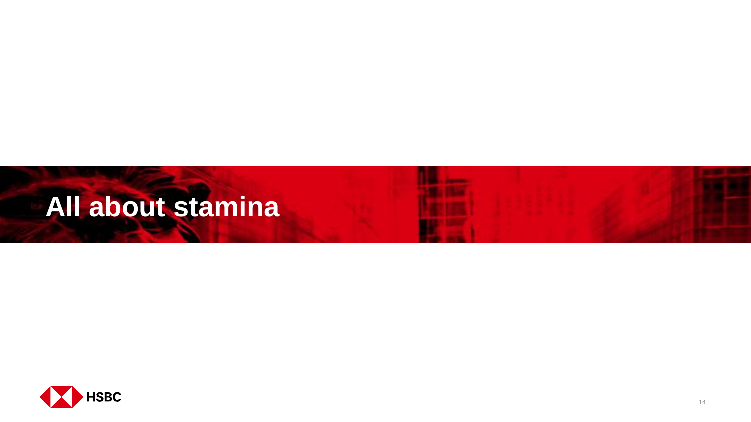# All about stamina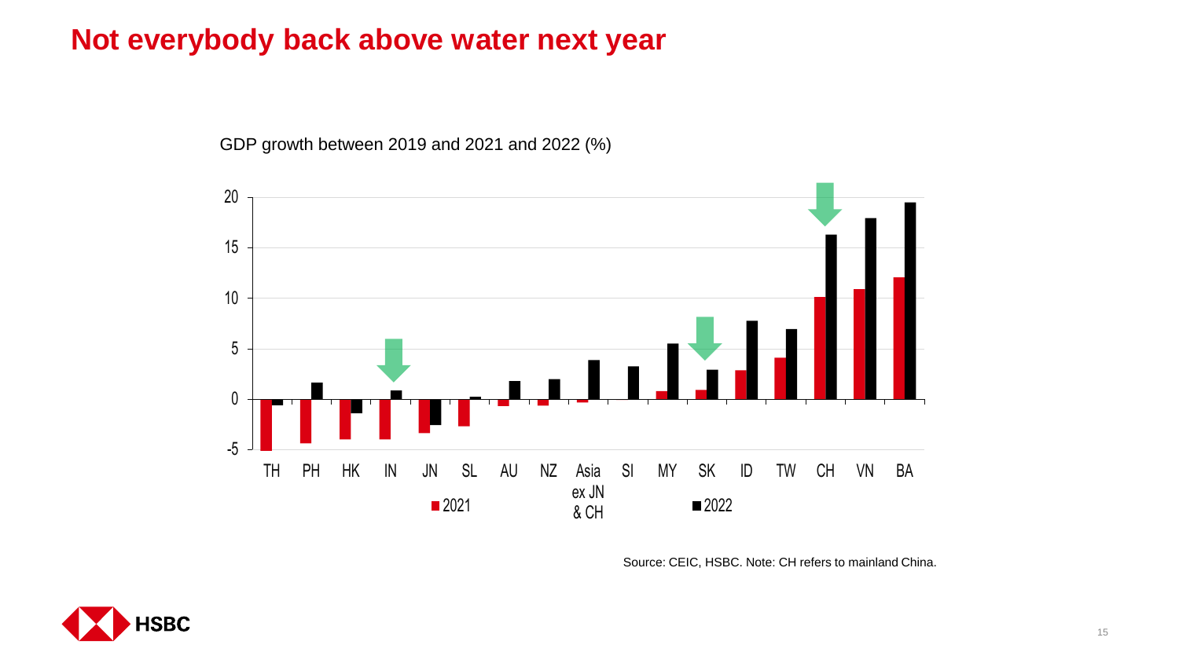# Not everybody back above water next year

GDP growth between 2019 and 2021 and 2022 (%)

Source: CEIC, HSBC. Note: CH refers to mainland China.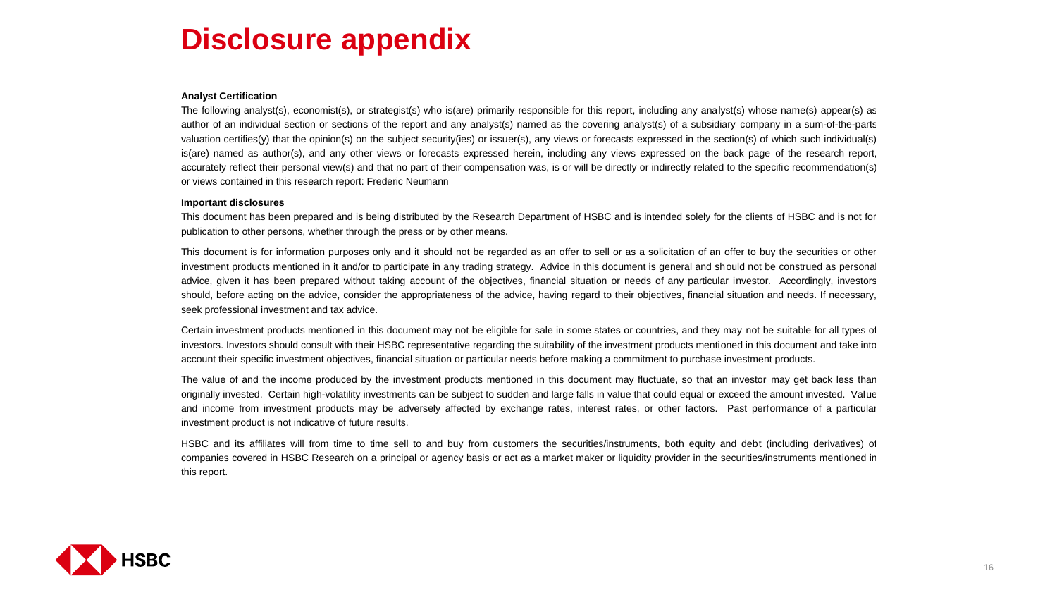# Disclosure appendix

**Analyst Certification**

The following analyst(s), economist(s), or strategist(s) who is(are) primarily responsible for this report, including any analyst(s) whose name(s) appear(s) as author of an individual section or sections of the report and any analyst(s) named as the covering analyst(s) of a subsidiary company in a sum-of-the-parts valuation certifies(y) that the opinion(s) on the subject security(ies) or issuer(s), any views or forecasts expressed in the section(s) of which such individual(s) is(are) named as author(s), and any other views or forecasts expressed herein, including any views expressed on the back page of the research report, accurately reflect their personal view(s) and that no part of their compensation was, is or will be directly or indirectly related to the specific recommendation(s) or views contained in this research report: Frederic Neumann

**Important disclosures**

This document has been prepared and is being distributed by the Research Department of HSBC and is intended solely for the clients of HSBC and is not for publication to other persons, whether through the press or by other means.

This document is for information purposes only and it should not be regarded as an offer to sell or as a solicitation of an offer to buy the securities or other investment products mentioned in it and/or to participate in any trading strategy. Advice in this document is general and should not be construed as personal advice, given it has been prepared without taking account of the objectives, financial situation or needs of any particular investor. Accordingly, investors should, before acting on the advice, consider the appropriateness of the advice, having regard to their objectives, financial situation and needs. If necessary, seek professional investment and tax advice.

Certain investment products mentioned in this document may not be eligible for sale in some states or countries, and they may not be suitable for all types of investors. Investors should consult with their HSBC representative regarding the suitability of the investment products mentioned in this document and take into account their specific investment objectives, financial situation or particular needs before making a commitment to purchase investment products.

The value of and the income produced by the investment products mentioned in this document may fluctuate, so that an investor may get back less than originally invested. Certain high-volatility investments can be subject to sudden and large falls in value that could equal or exceed the amount invested. Value and income from investment products may be adversely affected by exchange rates, interest rates, or other factors. Past performance of a particular investment product is not indicative of future results.

HSBC and its affiliates will from time to time sell to and buy from customers the securities/instruments, both equity and debt (including derivatives) of companies covered in HSBC Research on a principal or agency basis or act as a market maker or liquidity provider in the securities/instruments mentioned in this report.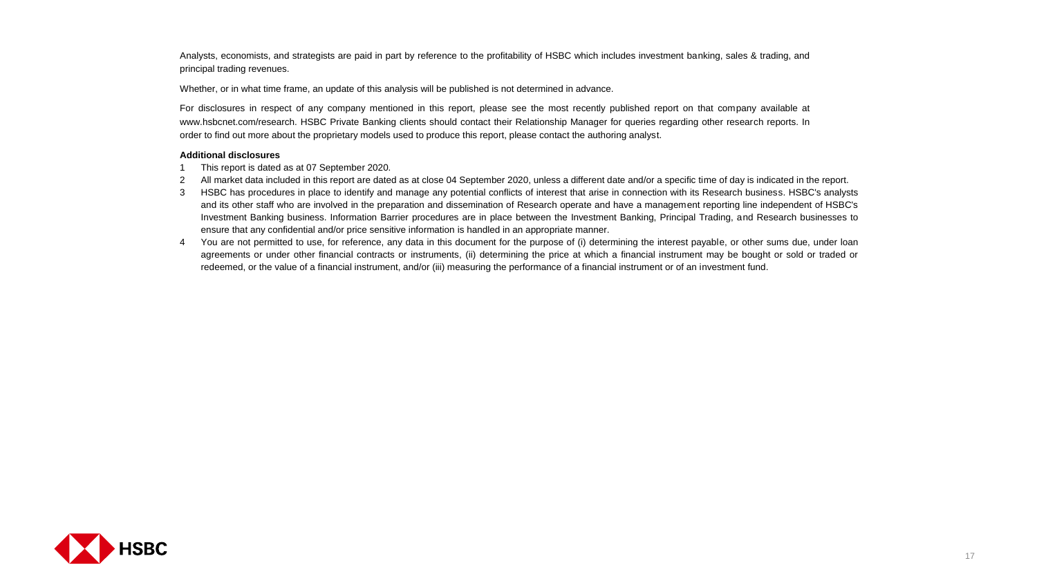Analysts, economists, and strategists are paid in part by reference to the profitability of HSBC which includes investment banking, sales & trading, and principal trading revenues.

Whether, or in what time frame, an update of this analysis will be published is not determined in advance.

For disclosures in respect of any company mentioned in this report, please see the most recently published report on that company available at www.hsbcnet.com/research. HSBC Private Banking clients should contact their Relationship Manager for queries regarding other research reports. In order to find out more about the proprietary models used to produce this report, please contact the authoring analyst.

**Additional disclosures**

1. This report is dated as at 07 September 2020.
2. All market data included in this report are dated as at close 04 September 2020, unless a different date and/or a specific time of day is indicated in the report.
3. HSBC has procedures in place to identify and manage any potential conflicts of interest that arise in connection with its Research business. HSBC's analysts and its other staff who are involved in the preparation and dissemination of Research operate and have a management reporting line independent of HSBC's Investment Banking business. Information Barrier procedures are in place between the Investment Banking, Principal Trading, and Research businesses to ensure that any confidential and/or price sensitive information is handled in an appropriate manner.
4. You are not permitted to use, for reference, any data in this document for the purpose of (i) determining the interest payable, or other sums due, under loan agreements or under other financial contracts or instruments, (ii) determining the price at which a financial instrument may be bought or sold or traded or redeemed, or the value of a financial instrument, and/or (iii) measuring the performance of a financial instrument or of an investment fund.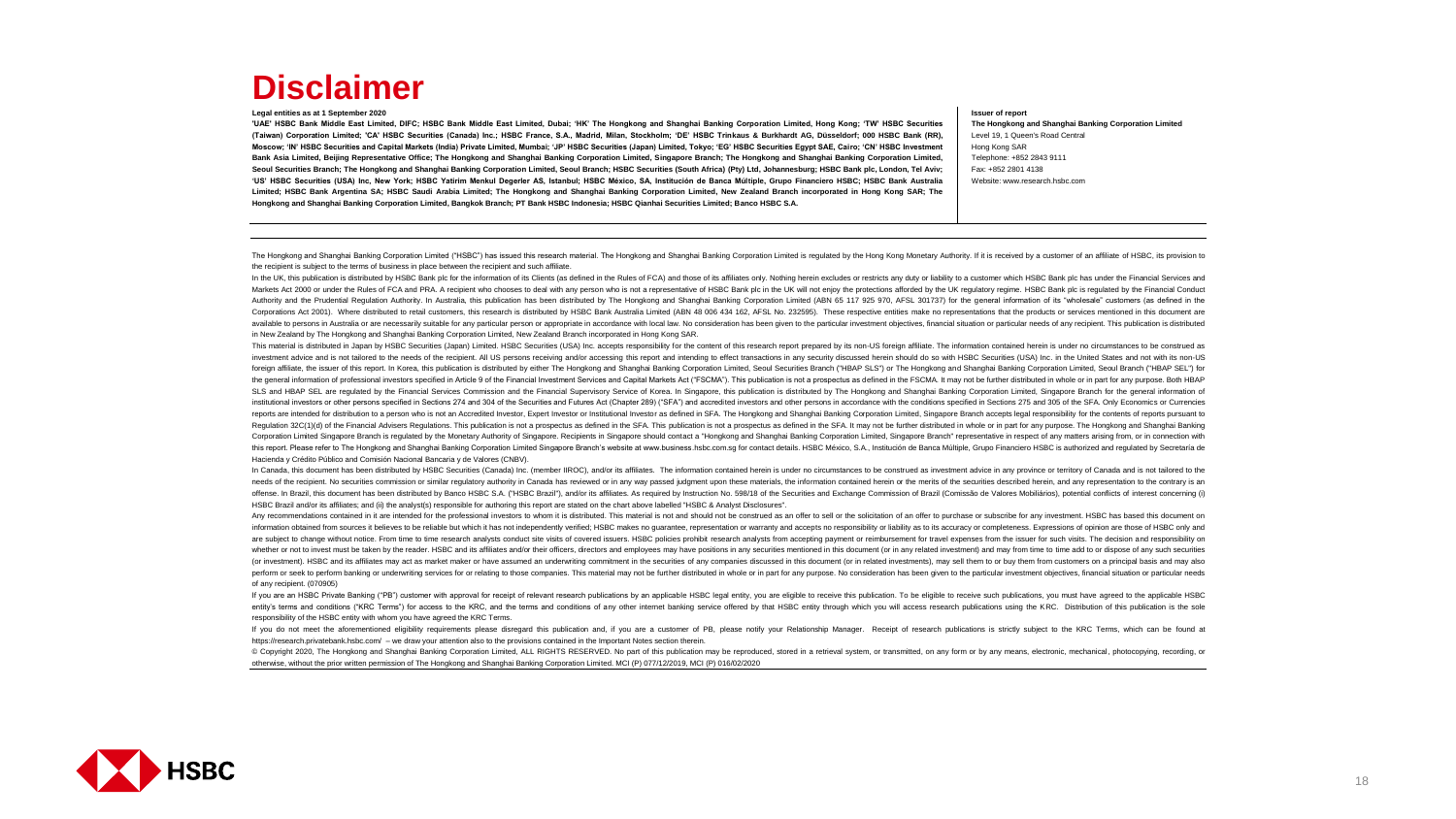# Disclaimer

**Legal entities as at 1 September 2020**

**'UAE' HSBC Bank Middle East Limited, DIFC; HSBC Bank Middle East Limited, Dubai; 'HK' The Hongkong and Shanghai Banking Corporation Limited, Hong Kong; 'TW' HSBC Securities (Taiwan) Corporation Limited; 'CA' HSBC Securities (Canada) Inc.; HSBC France, S.A., Madrid, Milan, Stockholm; 'DE' HSBC Trinkaus & Burkhardt AG, Düsseldorf; 000 HSBC Bank (RR), Moscow; 'IN' HSBC Securities and Capital Markets (India) Private Limited, Mumbai; 'JP' HSBC Securities (Japan) Limited, Tokyo; 'EG' HSBC Securities Egypt SAE, Cairo; 'CN' HSBC Investment Bank Asia Limited, Beijing Representative Office; The Hongkong and Shanghai Banking Corporation Limited, Singapore Branch; The Hongkong and Shanghai Banking Corporation Limited, Seoul Securities Branch; The Hongkong and Shanghai Banking Corporation Limited, Seoul Branch; HSBC Securities (South Africa) (Pty) Ltd, Johannesburg; HSBC Bank plc, London, Tel Aviv; 'US' HSBC Securities (USA) Inc, New York; HSBC Yatirim Menkul Degerler AS, Istanbul; HSBC México, SA, Institución de Banca Múltiple, Grupo Financiero HSBC; HSBC Bank Australia Limited; HSBC Bank Argentina SA; HSBC Saudi Arabia Limited; The Hongkong and Shanghai Banking Corporation Limited, New Zealand Branch incorporated in Hong Kong SAR; The Hongkong and Shanghai Banking Corporation Limited, Bangkok Branch; PT Bank HSBC Indonesia; HSBC Qianhai Securities Limited; Banco HSBC S.A.**

**Issuer of report**

**The Hongkong and Shanghai Banking Corporation Limited**
Level 19, 1 Queen's Road Central
Hong Kong SAR
Telephone: +852 2843 9111
Fax: +852 2801 4138
Website: www.research.hsbc.com

The Hongkong and Shanghai Banking Corporation Limited ("HSBC") has issued this research material. The Hongkong and Shanghai Banking Corporation Limited is regulated by the Hong Kong Monetary Authority. If it is received by a customer of an affiliate of HSBC, its provision to the recipient is subject to the terms of business in place between the recipient and such affiliate.

In the UK, this publication is distributed by HSBC Bank plc for the information of its Clients (as defined in the Rules of FCA) and those of its affiliates only. Nothing herein excludes or restricts any duty or liability to a customer which HSBC Bank plc has under the Financial Services and Markets Act 2000 or under the Rules of FCA and PRA. A recipient who chooses to deal with any person who is not a representative of HSBC Bank plc in the UK will not enjoy the protections afforded by the UK regulatory regime. HSBC Bank plc is regulated by the Financial Conduct Authority and the Prudential Regulation Authority. In Australia, this publication has been distributed by The Hongkong and Shanghai Banking Corporation Limited (ABN 65 117 925 970, AFSL 301737) for the general information of its "wholesale" customers (as defined in the Corporations Act 2001). Where distributed to retail customers, this research is distributed by HSBC Bank Australia Limited (ABN 48 006 434 162, AFSL No. 232595). These respective entities make no representations that the products or services mentioned in this document are available to persons in Australia or are necessarily suitable for any particular person or appropriate in accordance with local law. No consideration has been given to the particular investment objectives, financial situation or particular needs of any recipient. This publication is distributed in New Zealand by The Hongkong and Shanghai Banking Corporation Limited, New Zealand Branch incorporated in Hong Kong SAR.

This material is distributed in Japan by HSBC Securities (Japan) Limited. HSBC Securities (USA) Inc. accepts responsibility for the content of this research report prepared by its non-US foreign affiliate. The information contained herein is under no circumstances to be construed as investment advice and is not tailored to the needs of the recipient. All US persons receiving and/or accessing this report and intending to effect transactions in any security discussed herein should do so with HSBC Securities (USA) Inc. in the United States and not with its non-US foreign affiliate, the issuer of this report. In Korea, this publication is distributed by either The Hongkong and Shanghai Banking Corporation Limited, Seoul Securities Branch ("HBAP SLS") or The Hongkong and Shanghai Banking Corporation Limited, Seoul Branch ("HBAP SEL") for the general information of professional investors specified in Article 9 of the Financial Investment Services and Capital Markets Act ("FSCMA"). This publication is not a prospectus as defined in the FSCMA. It may not be further distributed in whole or in part for any purpose. Both HBAP SLS and HBAP SEL are regulated by the Financial Services Commission and the Financial Supervisory Service of Korea. In Singapore, this publication is distributed by The Hongkong and Shanghai Banking Corporation Limited, Singapore Branch for the general information of institutional investors or other persons specified in Sections 274 and 304 of the Securities and Futures Act (Chapter 289) ("SFA") and accredited investors and other persons in accordance with the conditions specified in Sections 275 and 305 of the SFA. Only Economics or Currencies reports are intended for distribution to a person who is not an Accredited Investor, Expert Investor or Institutional Investor as defined in SFA. The Hongkong and Shanghai Banking Corporation Limited, Singapore Branch accepts legal responsibility for the contents of reports pursuant to Regulation 32C(1)(d) of the Financial Advisers Regulations. This publication is not a prospectus as defined in the SFA. This publication is not a prospectus as defined in the SFA. It may not be further distributed in whole or in part for any purpose. The Hongkong and Shanghai Banking Corporation Limited Singapore Branch is regulated by the Monetary Authority of Singapore. Recipients in Singapore should contact a "Hongkong and Shanghai Banking Corporation Limited, Singapore Branch" representative in respect of any matters arising from, or in connection with this report. Please refer to The Hongkong and Shanghai Banking Corporation Limited Singapore Branch's website at www.business.hsbc.com.sg for contact details. HSBC México, S.A., Institución de Banca Múltiple, Grupo Financiero HSBC is authorized and regulated by Secretaría de Hacienda y Crédito Público and Comisión Nacional Bancaria y de Valores (CNBV).

In Canada, this document has been distributed by HSBC Securities (Canada) Inc. (member IIROC), and/or its affiliates. The information contained herein is under no circumstances to be construed as investment advice in any province or territory of Canada and is not tailored to the needs of the recipient. No securities commission or similar regulatory authority in Canada has reviewed or in any way passed judgment upon these materials, the information contained herein or the merits of the securities described herein, and any representation to the contrary is an offense. In Brazil, this document has been distributed by Banco HSBC S.A. ("HSBC Brazil"), and/or its affiliates. As required by Instruction No. 598/18 of the Securities and Exchange Commission of Brazil (Comissão de Valores Mobiliários), potential conflicts of interest concerning (i) HSBC Brazil and/or its affiliates; and (ii) the analyst(s) responsible for authoring this report are stated on the chart above labelled "HSBC & Analyst Disclosures".

Any recommendations contained in it are intended for the professional investors to whom it is distributed. This material is not and should not be construed as an offer to sell or the solicitation of an offer to purchase or subscribe for any investment. HSBC has based this document on information obtained from sources it believes to be reliable but which it has not independently verified; HSBC makes no guarantee, representation or warranty and accepts no responsibility or liability as to its accuracy or completeness. Expressions of opinion are those of HSBC only and are subject to change without notice. From time to time research analysts conduct site visits of covered issuers. HSBC policies prohibit research analysts from accepting payment or reimbursement for travel expenses from the issuer for such visits. The decision and responsibility on whether or not to invest must be taken by the reader. HSBC and its affiliates and/or their officers, directors and employees may have positions in any securities mentioned in this document (or in any related investment) and may from time to time add to or dispose of any such securities (or investment). HSBC and its affiliates may act as market maker or have assumed an underwriting commitment in the securities of any companies discussed in this document (or in related investments), may sell them to or buy them from customers on a principal basis and may also perform or seek to perform banking or underwriting services for or relating to those companies. This material may not be further distributed in whole or in part for any purpose. No consideration has been given to the particular investment objectives, financial situation or particular needs of any recipient. (070905)

If you are an HSBC Private Banking ("PB") customer with approval for receipt of relevant research publications by an applicable HSBC legal entity, you are eligible to receive this publication. To be eligible to receive such publications, you must have agreed to the applicable HSBC entity's terms and conditions ("KRC Terms") for access to the KRC, and the terms and conditions of any other internet banking service offered by that HSBC entity through which you will access research publications using the KRC. Distribution of this publication is the sole responsibility of the HSBC entity with whom you have agreed the KRC Terms.

If you do not meet the aforementioned eligibility requirements please disregard this publication and, if you are a customer of PB, please notify your Relationship Manager. Receipt of research publications is strictly subject to the KRC Terms, which can be found at https://research.privatebank.hsbc.com/ – we draw your attention also to the provisions contained in the Important Notes section therein.

© Copyright 2020, The Hongkong and Shanghai Banking Corporation Limited, ALL RIGHTS RESERVED. No part of this publication may be reproduced, stored in a retrieval system, or transmitted, on any form or by any means, electronic, mechanical, photocopying, recording, or otherwise, without the prior written permission of The Hongkong and Shanghai Banking Corporation Limited. MCI (P) 077/12/2019, MCI (P) 016/02/2020